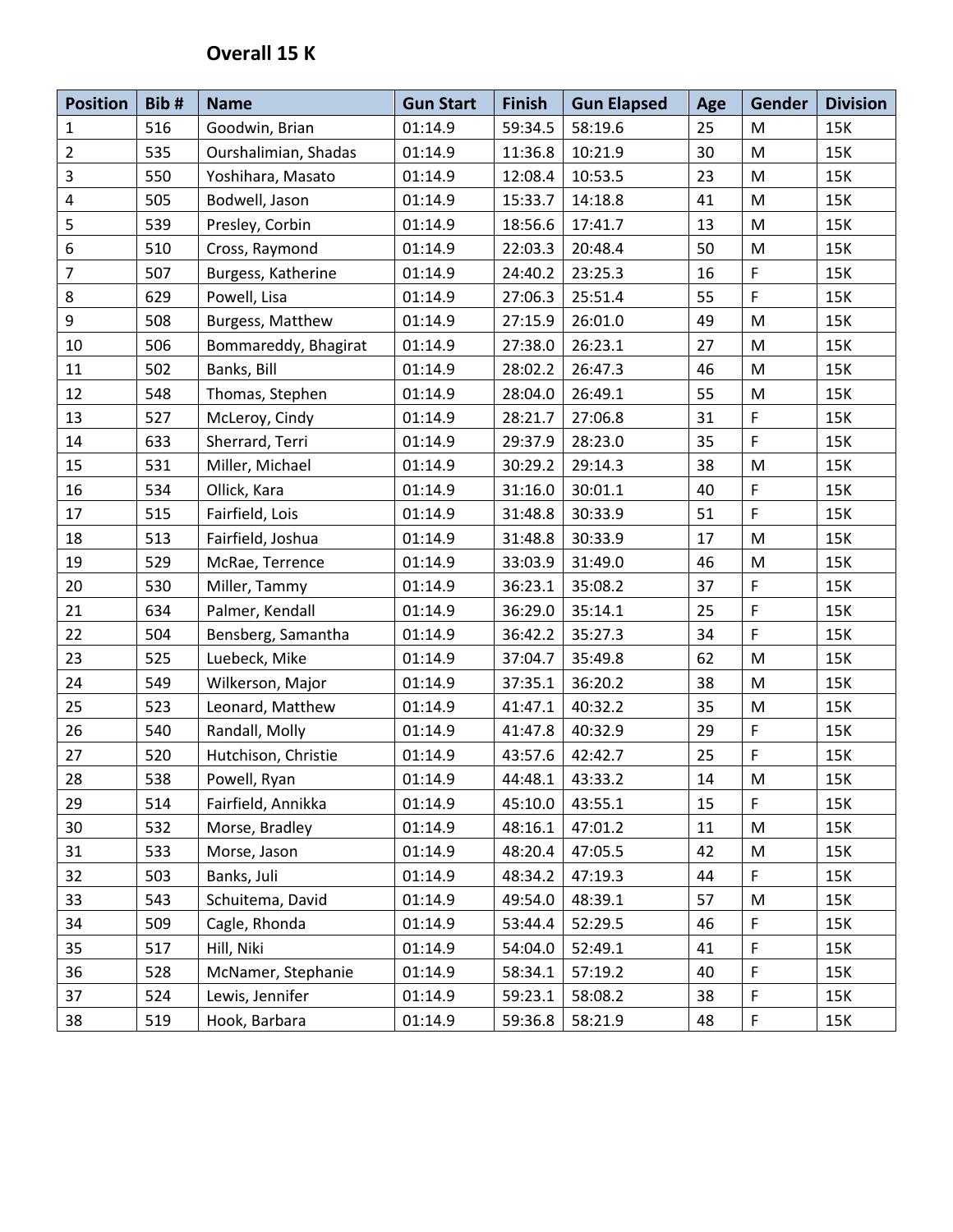## Overall 15 K

| Position | Bib # | Name | Gun Start | Finish | Gun Elapsed | Age | Gender | Division |
|---|---|---|---|---|---|---|---|---|
| 1 | 516 | Goodwin, Brian | 01:14.9 | 59:34.5 | 58:19.6 | 25 | M | 15K |
| 2 | 535 | Ourshalimian, Shadas | 01:14.9 | 11:36.8 | 10:21.9 | 30 | M | 15K |
| 3 | 550 | Yoshihara, Masato | 01:14.9 | 12:08.4 | 10:53.5 | 23 | M | 15K |
| 4 | 505 | Bodwell, Jason | 01:14.9 | 15:33.7 | 14:18.8 | 41 | M | 15K |
| 5 | 539 | Presley, Corbin | 01:14.9 | 18:56.6 | 17:41.7 | 13 | M | 15K |
| 6 | 510 | Cross, Raymond | 01:14.9 | 22:03.3 | 20:48.4 | 50 | M | 15K |
| 7 | 507 | Burgess, Katherine | 01:14.9 | 24:40.2 | 23:25.3 | 16 | F | 15K |
| 8 | 629 | Powell, Lisa | 01:14.9 | 27:06.3 | 25:51.4 | 55 | F | 15K |
| 9 | 508 | Burgess, Matthew | 01:14.9 | 27:15.9 | 26:01.0 | 49 | M | 15K |
| 10 | 506 | Bommareddy, Bhagirat | 01:14.9 | 27:38.0 | 26:23.1 | 27 | M | 15K |
| 11 | 502 | Banks, Bill | 01:14.9 | 28:02.2 | 26:47.3 | 46 | M | 15K |
| 12 | 548 | Thomas, Stephen | 01:14.9 | 28:04.0 | 26:49.1 | 55 | M | 15K |
| 13 | 527 | McLeroy, Cindy | 01:14.9 | 28:21.7 | 27:06.8 | 31 | F | 15K |
| 14 | 633 | Sherrard, Terri | 01:14.9 | 29:37.9 | 28:23.0 | 35 | F | 15K |
| 15 | 531 | Miller, Michael | 01:14.9 | 30:29.2 | 29:14.3 | 38 | M | 15K |
| 16 | 534 | Ollick, Kara | 01:14.9 | 31:16.0 | 30:01.1 | 40 | F | 15K |
| 17 | 515 | Fairfield, Lois | 01:14.9 | 31:48.8 | 30:33.9 | 51 | F | 15K |
| 18 | 513 | Fairfield, Joshua | 01:14.9 | 31:48.8 | 30:33.9 | 17 | M | 15K |
| 19 | 529 | McRae, Terrence | 01:14.9 | 33:03.9 | 31:49.0 | 46 | M | 15K |
| 20 | 530 | Miller, Tammy | 01:14.9 | 36:23.1 | 35:08.2 | 37 | F | 15K |
| 21 | 634 | Palmer, Kendall | 01:14.9 | 36:29.0 | 35:14.1 | 25 | F | 15K |
| 22 | 504 | Bensberg, Samantha | 01:14.9 | 36:42.2 | 35:27.3 | 34 | F | 15K |
| 23 | 525 | Luebeck, Mike | 01:14.9 | 37:04.7 | 35:49.8 | 62 | M | 15K |
| 24 | 549 | Wilkerson, Major | 01:14.9 | 37:35.1 | 36:20.2 | 38 | M | 15K |
| 25 | 523 | Leonard, Matthew | 01:14.9 | 41:47.1 | 40:32.2 | 35 | M | 15K |
| 26 | 540 | Randall, Molly | 01:14.9 | 41:47.8 | 40:32.9 | 29 | F | 15K |
| 27 | 520 | Hutchison, Christie | 01:14.9 | 43:57.6 | 42:42.7 | 25 | F | 15K |
| 28 | 538 | Powell, Ryan | 01:14.9 | 44:48.1 | 43:33.2 | 14 | M | 15K |
| 29 | 514 | Fairfield, Annikka | 01:14.9 | 45:10.0 | 43:55.1 | 15 | F | 15K |
| 30 | 532 | Morse, Bradley | 01:14.9 | 48:16.1 | 47:01.2 | 11 | M | 15K |
| 31 | 533 | Morse, Jason | 01:14.9 | 48:20.4 | 47:05.5 | 42 | M | 15K |
| 32 | 503 | Banks, Juli | 01:14.9 | 48:34.2 | 47:19.3 | 44 | F | 15K |
| 33 | 543 | Schuitema, David | 01:14.9 | 49:54.0 | 48:39.1 | 57 | M | 15K |
| 34 | 509 | Cagle, Rhonda | 01:14.9 | 53:44.4 | 52:29.5 | 46 | F | 15K |
| 35 | 517 | Hill, Niki | 01:14.9 | 54:04.0 | 52:49.1 | 41 | F | 15K |
| 36 | 528 | McNamer, Stephanie | 01:14.9 | 58:34.1 | 57:19.2 | 40 | F | 15K |
| 37 | 524 | Lewis, Jennifer | 01:14.9 | 59:23.1 | 58:08.2 | 38 | F | 15K |
| 38 | 519 | Hook, Barbara | 01:14.9 | 59:36.8 | 58:21.9 | 48 | F | 15K |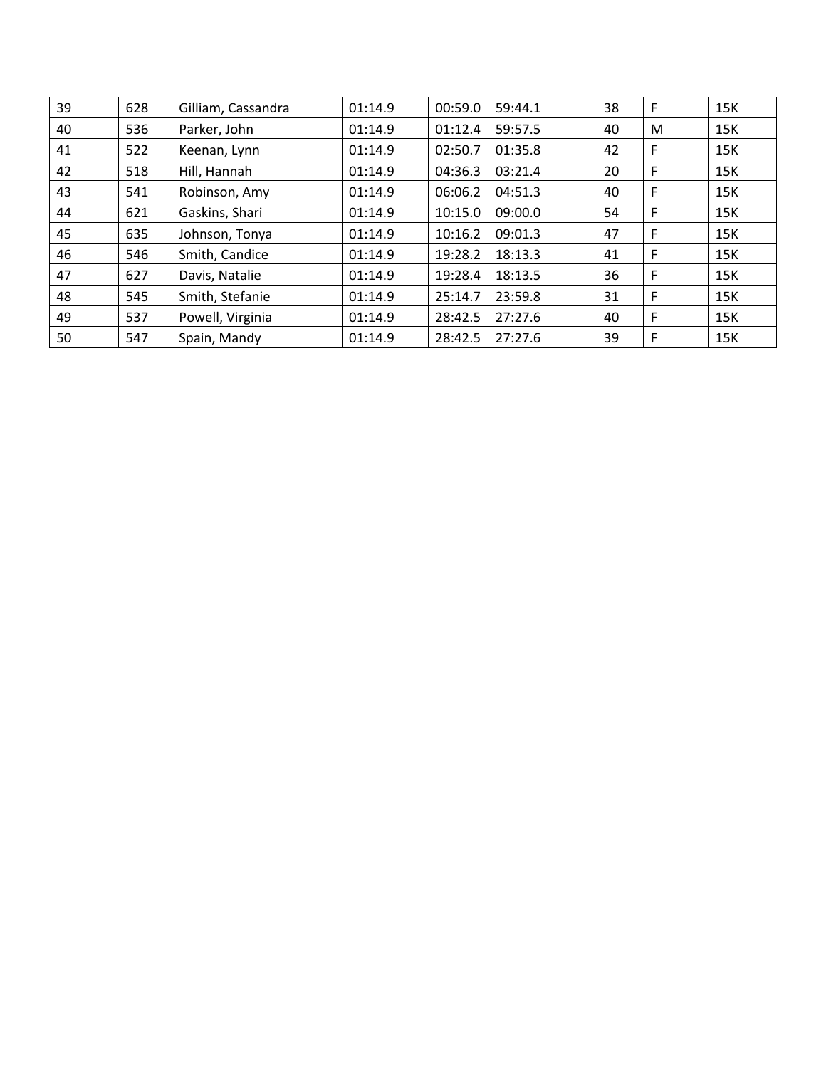| | | | | | | | | |
|---|---|---|---|---|---|---|---|---|
| 39 | 628 | Gilliam, Cassandra | 01:14.9 | 00:59.0 | 59:44.1 | 38 | F | 15K |
| 40 | 536 | Parker, John | 01:14.9 | 01:12.4 | 59:57.5 | 40 | M | 15K |
| 41 | 522 | Keenan, Lynn | 01:14.9 | 02:50.7 | 01:35.8 | 42 | F | 15K |
| 42 | 518 | Hill, Hannah | 01:14.9 | 04:36.3 | 03:21.4 | 20 | F | 15K |
| 43 | 541 | Robinson, Amy | 01:14.9 | 06:06.2 | 04:51.3 | 40 | F | 15K |
| 44 | 621 | Gaskins, Shari | 01:14.9 | 10:15.0 | 09:00.0 | 54 | F | 15K |
| 45 | 635 | Johnson, Tonya | 01:14.9 | 10:16.2 | 09:01.3 | 47 | F | 15K |
| 46 | 546 | Smith, Candice | 01:14.9 | 19:28.2 | 18:13.3 | 41 | F | 15K |
| 47 | 627 | Davis, Natalie | 01:14.9 | 19:28.4 | 18:13.5 | 36 | F | 15K |
| 48 | 545 | Smith, Stefanie | 01:14.9 | 25:14.7 | 23:59.8 | 31 | F | 15K |
| 49 | 537 | Powell, Virginia | 01:14.9 | 28:42.5 | 27:27.6 | 40 | F | 15K |
| 50 | 547 | Spain, Mandy | 01:14.9 | 28:42.5 | 27:27.6 | 39 | F | 15K |